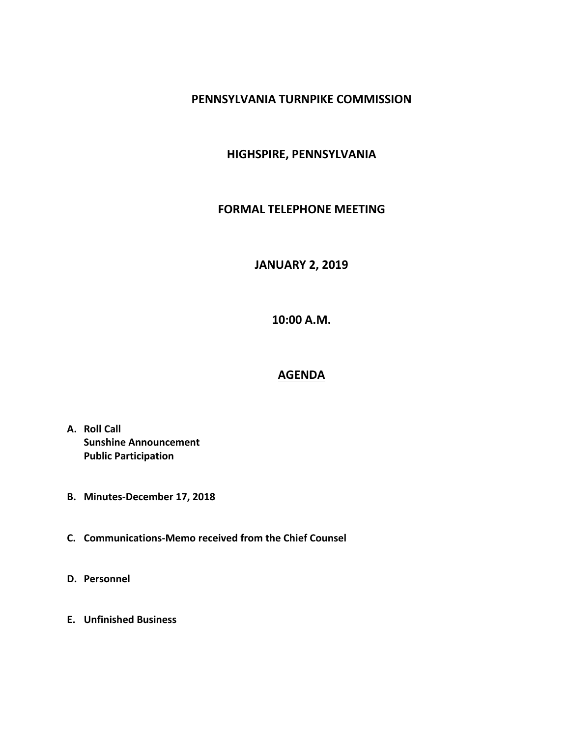# PENNSYLVANIA TURNPIKE COMMISSION

## HIGHSPIRE, PENNSYLVANIA

## FORMAL TELEPHONE MEETING

## JANUARY 2, 2019

## 10:00 A.M.

## AGENDA

**A. Roll Call**
**Sunshine Announcement**
**Public Participation**

**B. Minutes-December 17, 2018**

**C. Communications-Memo received from the Chief Counsel**

**D. Personnel**

**E. Unfinished Business**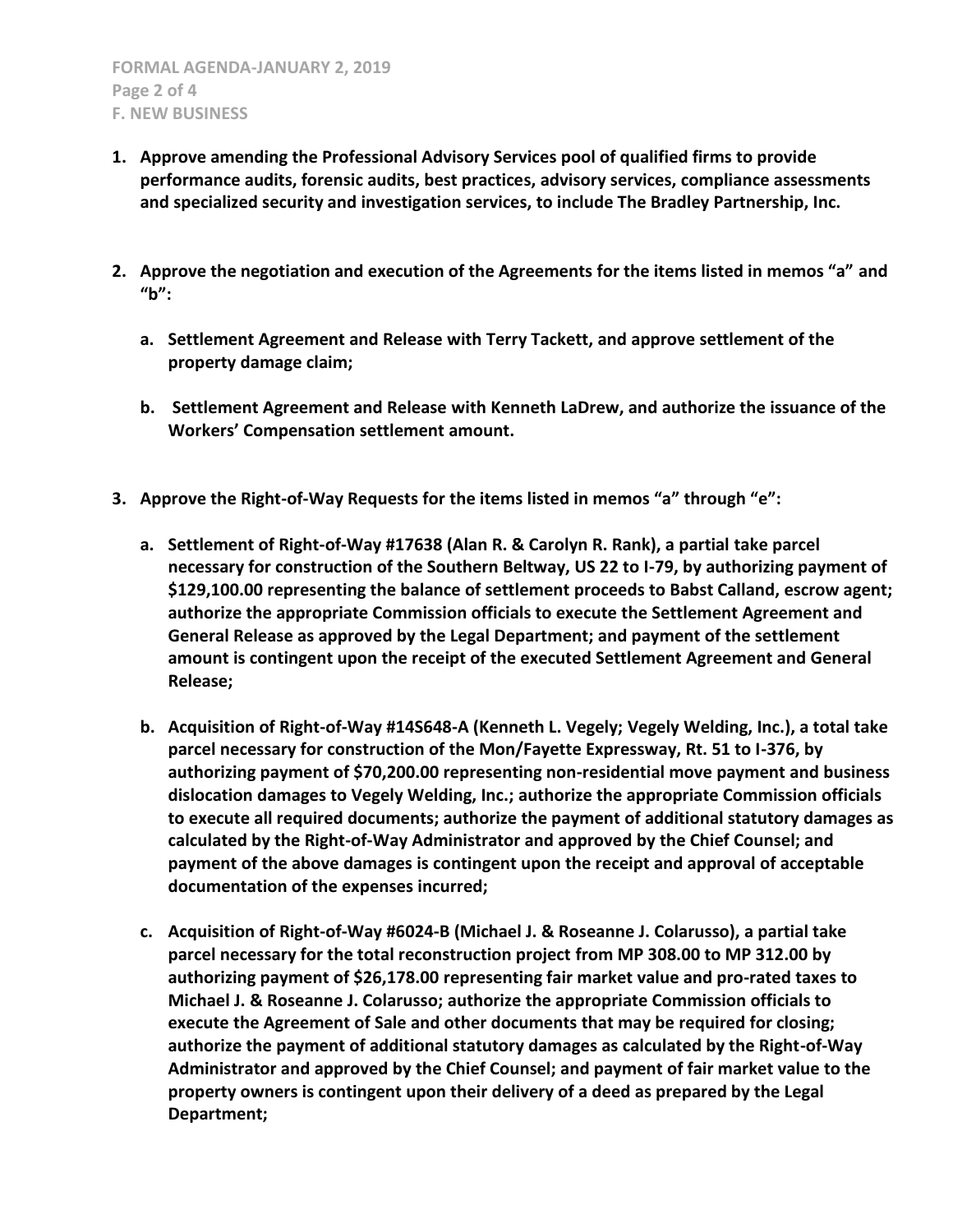**F. NEW BUSINESS**

1. **Approve amending the Professional Advisory Services pool of qualified firms to provide performance audits, forensic audits, best practices, advisory services, compliance assessments and specialized security and investigation services, to include The Bradley Partnership, Inc.**

2. **Approve the negotiation and execution of the Agreements for the items listed in memos "a" and "b":**

   a. **Settlement Agreement and Release with Terry Tackett, and approve settlement of the property damage claim;**

   b. **Settlement Agreement and Release with Kenneth LaDrew, and authorize the issuance of the Workers' Compensation settlement amount.**

3. **Approve the Right-of-Way Requests for the items listed in memos "a" through "e":**

   a. **Settlement of Right-of-Way #17638 (Alan R. & Carolyn R. Rank), a partial take parcel necessary for construction of the Southern Beltway, US 22 to I-79, by authorizing payment of $129,100.00 representing the balance of settlement proceeds to Babst Calland, escrow agent; authorize the appropriate Commission officials to execute the Settlement Agreement and General Release as approved by the Legal Department; and payment of the settlement amount is contingent upon the receipt of the executed Settlement Agreement and General Release;**

   b. **Acquisition of Right-of-Way #14S648-A (Kenneth L. Vegely; Vegely Welding, Inc.), a total take parcel necessary for construction of the Mon/Fayette Expressway, Rt. 51 to I-376, by authorizing payment of $70,200.00 representing non-residential move payment and business dislocation damages to Vegely Welding, Inc.; authorize the appropriate Commission officials to execute all required documents; authorize the payment of additional statutory damages as calculated by the Right-of-Way Administrator and approved by the Chief Counsel; and payment of the above damages is contingent upon the receipt and approval of acceptable documentation of the expenses incurred;**

   c. **Acquisition of Right-of-Way #6024-B (Michael J. & Roseanne J. Colarusso), a partial take parcel necessary for the total reconstruction project from MP 308.00 to MP 312.00 by authorizing payment of $26,178.00 representing fair market value and pro-rated taxes to Michael J. & Roseanne J. Colarusso; authorize the appropriate Commission officials to execute the Agreement of Sale and other documents that may be required for closing; authorize the payment of additional statutory damages as calculated by the Right-of-Way Administrator and approved by the Chief Counsel; and payment of fair market value to the property owners is contingent upon their delivery of a deed as prepared by the Legal Department;**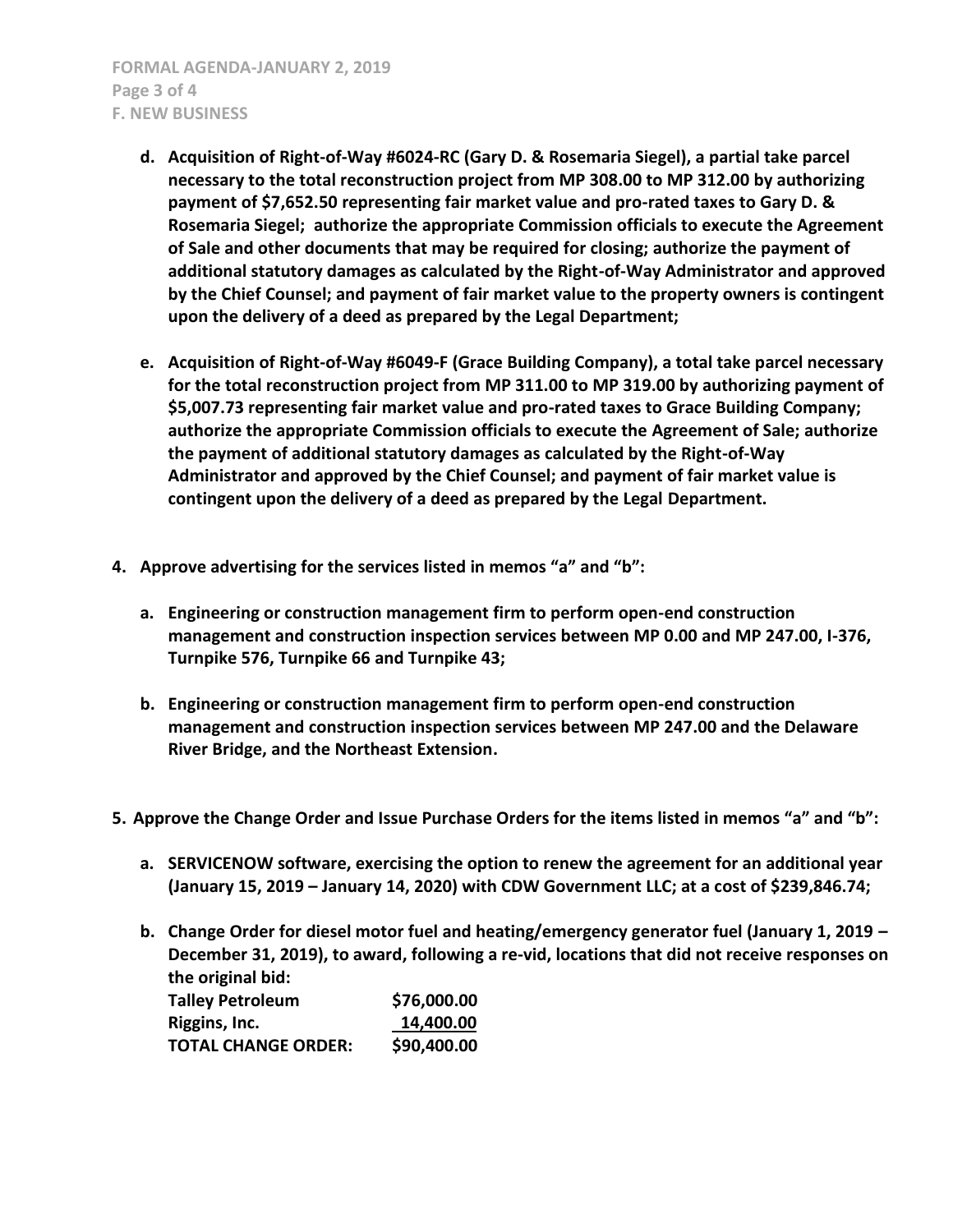**d. Acquisition of Right-of-Way #6024-RC (Gary D. & Rosemaria Siegel), a partial take parcel necessary to the total reconstruction project from MP 308.00 to MP 312.00 by authorizing payment of $7,652.50 representing fair market value and pro-rated taxes to Gary D. & Rosemaria Siegel; authorize the appropriate Commission officials to execute the Agreement of Sale and other documents that may be required for closing; authorize the payment of additional statutory damages as calculated by the Right-of-Way Administrator and approved by the Chief Counsel; and payment of fair market value to the property owners is contingent upon the delivery of a deed as prepared by the Legal Department;**

**e. Acquisition of Right-of-Way #6049-F (Grace Building Company), a total take parcel necessary for the total reconstruction project from MP 311.00 to MP 319.00 by authorizing payment of $5,007.73 representing fair market value and pro-rated taxes to Grace Building Company; authorize the appropriate Commission officials to execute the Agreement of Sale; authorize the payment of additional statutory damages as calculated by the Right-of-Way Administrator and approved by the Chief Counsel; and payment of fair market value is contingent upon the delivery of a deed as prepared by the Legal Department.**

**4. Approve advertising for the services listed in memos "a" and "b":**

**a. Engineering or construction management firm to perform open-end construction management and construction inspection services between MP 0.00 and MP 247.00, I-376, Turnpike 576, Turnpike 66 and Turnpike 43;**

**b. Engineering or construction management firm to perform open-end construction management and construction inspection services between MP 247.00 and the Delaware River Bridge, and the Northeast Extension.**

**5. Approve the Change Order and Issue Purchase Orders for the items listed in memos "a" and "b":**

**a. SERVICENOW software, exercising the option to renew the agreement for an additional year (January 15, 2019 – January 14, 2020) with CDW Government LLC; at a cost of $239,846.74;**

**b. Change Order for diesel motor fuel and heating/emergency generator fuel (January 1, 2019 – December 31, 2019), to award, following a re-vid, locations that did not receive responses on the original bid:**

| | |
|---|---|
| **Talley Petroleum** | **$76,000.00** |
| **Riggins, Inc.** | **14,400.00** |
| **TOTAL CHANGE ORDER:** | **$90,400.00** |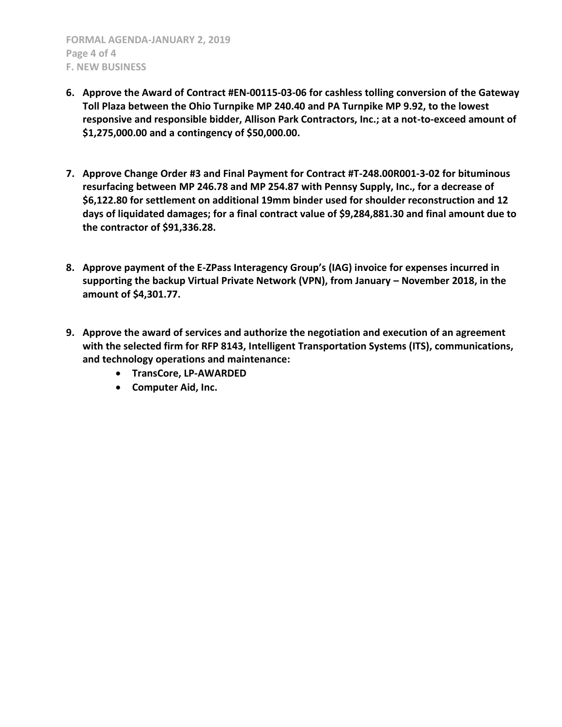**F. NEW BUSINESS**

6. **Approve the Award of Contract #EN-00115-03-06 for cashless tolling conversion of the Gateway Toll Plaza between the Ohio Turnpike MP 240.40 and PA Turnpike MP 9.92, to the lowest responsive and responsible bidder, Allison Park Contractors, Inc.; at a not-to-exceed amount of $1,275,000.00 and a contingency of $50,000.00.**

7. **Approve Change Order #3 and Final Payment for Contract #T-248.00R001-3-02 for bituminous resurfacing between MP 246.78 and MP 254.87 with Pennsy Supply, Inc., for a decrease of $6,122.80 for settlement on additional 19mm binder used for shoulder reconstruction and 12 days of liquidated damages; for a final contract value of $9,284,881.30 and final amount due to the contractor of $91,336.28.**

8. **Approve payment of the E-ZPass Interagency Group's (IAG) invoice for expenses incurred in supporting the backup Virtual Private Network (VPN), from January – November 2018, in the amount of $4,301.77.**

9. **Approve the award of services and authorize the negotiation and execution of an agreement with the selected firm for RFP 8143, Intelligent Transportation Systems (ITS), communications, and technology operations and maintenance:**
   - **TransCore, LP-AWARDED**
   - **Computer Aid, Inc.**